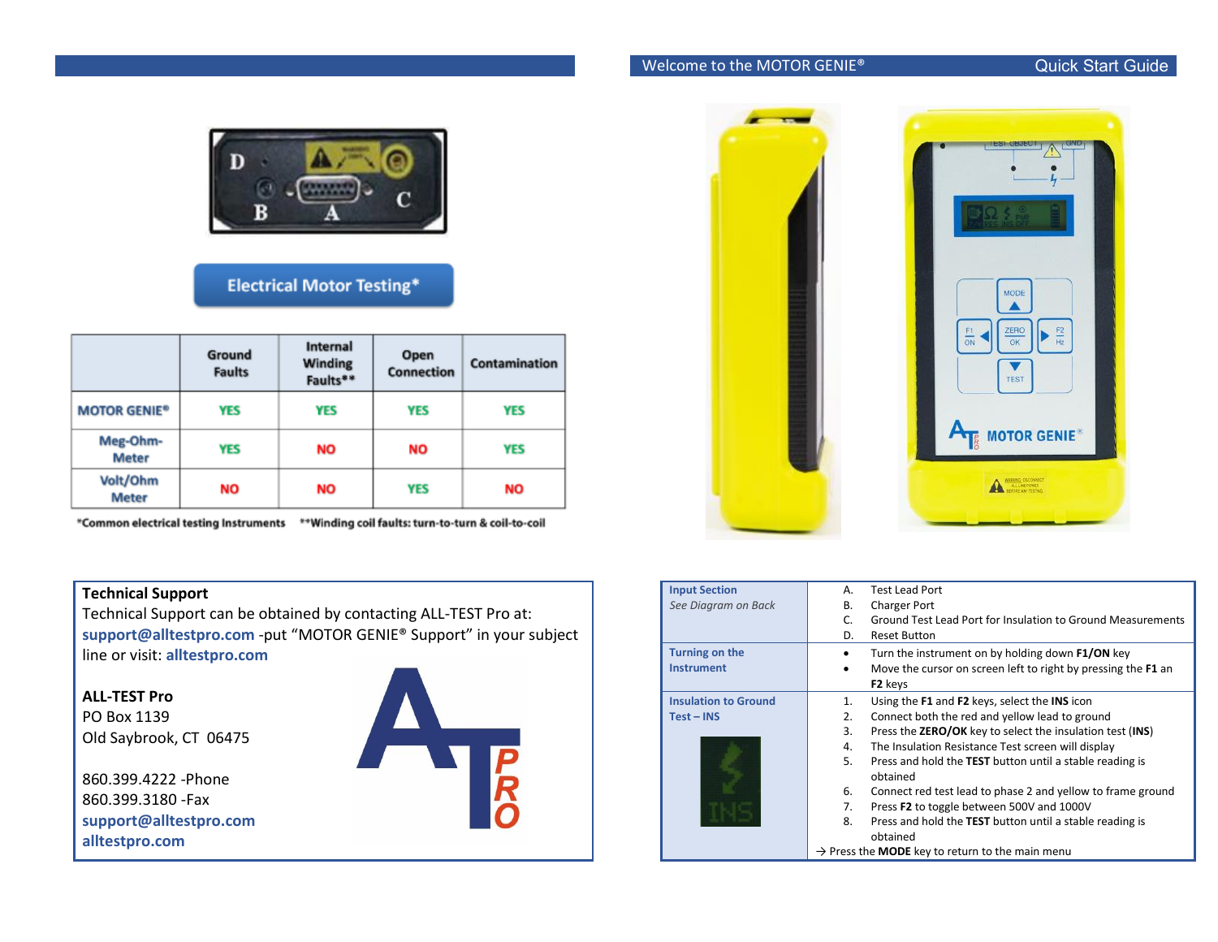## Welcome to the MOTOR GENIE® Quick Start Guide

D B A C

**Electrical Motor Testing***

| | Ground Faults | Internal Winding Faults** | Open Connection | Contamination |
|---|---|---|---|---|
| MOTOR GENIE® | YES | YES | YES | YES |
| Meg-Ohm-Meter | YES | NO | NO | YES |
| Volt/Ohm Meter | NO | NO | YES | NO |

*Common electrical testing Instruments **Winding coil faults: turn-to-turn & coil-to-coil

### Technical Support

Technical Support can be obtained by contacting ALL-TEST Pro at: **support@alltestpro.com** -put "MOTOR GENIE® Support" in your subject line or visit: **alltestpro.com**

**ALL-TEST Pro**
PO Box 1139
Old Saybrook, CT 06475

860.399.4222 -Phone
860.399.3180 -Fax
**support@alltestpro.com**
**alltestpro.com**

| | |
|---|---|
| **Input Section** *See Diagram on Back* | A. Test Lead Port<br>B. Charger Port<br>C. Ground Test Lead Port for Insulation to Ground Measurements<br>D. Reset Button |
| **Turning on the Instrument** | • Turn the instrument on by holding down **F1/ON** key<br>• Move the cursor on screen left to right by pressing the **F1** an **F2** keys |
| **Insulation to Ground Test – INS** | 1. Using the **F1** and **F2** keys, select the **INS** icon<br>2. Connect both the red and yellow lead to ground<br>3. Press the **ZERO/OK** key to select the insulation test (**INS**)<br>4. The Insulation Resistance Test screen will display<br>5. Press and hold the **TEST** button until a stable reading is obtained<br>6. Connect red test lead to phase 2 and yellow to frame ground<br>7. Press **F2** to toggle between 500V and 1000V<br>8. Press and hold the **TEST** button until a stable reading is obtained<br>→ Press the **MODE** key to return to the main menu |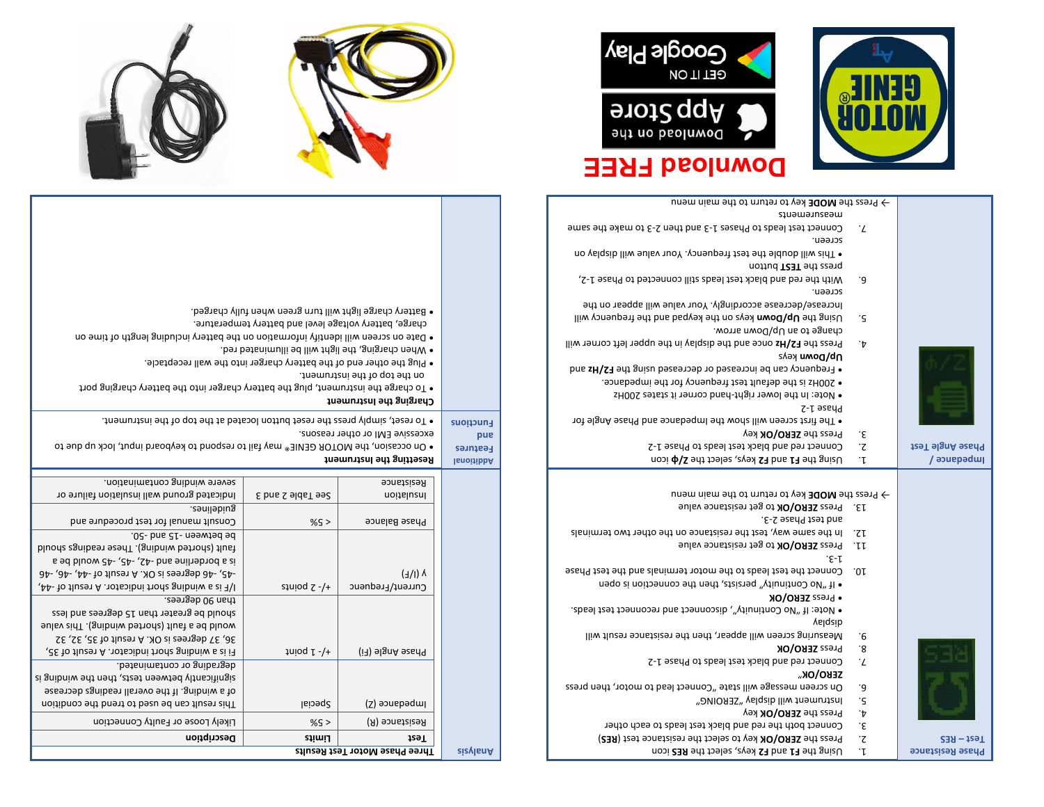Download FREE

Download on the App Store

GET IT ON Google Play

## Phase Resistance Test – RES

1. Using the F1 and F2 keys, select the RES icon
2. Press the ZERO/OK key to select the resistance test (RES)
3. Connect both the red and black test leads to each other
4. Press the ZERO/OK key
5. Instrument will display "ZEROING"
6. On screen message will state "Connect lead to motor, then press ZERO/OK"
7. Connect red and black test leads to Phase 1-2
8. Press ZERO/OK
9. Measuring screen will appear, then the resistance result will display
   - Note: If "No Continuity", disconnect and reconnect test leads.
   - Press ZERO/OK
   - If "No Continuity" persists, then the connection is open
10. Connect the test leads to motor terminals and the test Phase 1-3.
11. Press ZERO/OK to get resistance value
12. In the same way, test the resistance on the other two terminals and test Phase 2-3.
13. Press ZERO/OK to get resistance value

→ Press the MODE key to return to the main menu

## Impedance / Phase Angle Test

1. Using the F1 and F2 keys, select the Z/ϕ icon
2. Connect red and black test leads to Phase 1-2
3. Press the ZERO/OK key
   - The first screen will show the Impedance and Phase Angle for Phase 1-2
   - Note: In the lower right-hand corner it states 200Hz
   - 200Hz is the default test frequency for the impedance.
   - Frequency can be increased or decreased using the F2/Hz and Up/Down keys
4. Press the F2/Hz once and the display in the upper left corner will change to an Up/Down arrow.
5. Using the Up/Down keys on the keypad and the frequency will increase/decrease accordingly. Your value will appear on the screen.
6. With the red and black test leads still connected to Phase 1-2, press the TEST button
   - This will double the test frequency. Your value will display on screen.
7. Connect test leads to Phases 1-3 and then 2-3 to make the same measurements

→ Press the MODE key to return to the main menu

## Analysis

**Three Phase Motor Test Results**

| Test | Limits | Description |
|---|---|---|
| Resistance (R) | < 5% | Likely Loose or Faulty Connection |
| Impedance (Z) | Special | This result can be used to trend the condition of a winding. If the overall readings decrease significantly between tests, then the winding is degrading or contamination. |
| Phase Angle (Fi) | +/- 1 point | Fi is a winding short indicator. A result of 35, 36, 37 degrees is OK. A result of 35, 32, 32 would be a fault (shorted winding). This value should be greater than 15 degrees and less than 90 degrees. |
| Current/Frequency (I/F) | +/- 2 points | I/F is a winding short indicator. A result of -44, -45, -46 degrees is OK. A result of -44, -46, -46 is a borderline and -42, -45, -45 would be a fault (shorted winding). These readings should be between -15 and -50. |
| Phase Balance | < 5% | Consult manual for test procedure and guidelines. |
| Insulation Resistance | See Table 2 and 3 | Indicated ground wall insulation failure or severe winding contamination. |

## Additional Features and Functions

**Resetting the Instrument**

- On occasion, the MOTOR GENIE® may fail to respond to keyboard input, lock up due to excessive EMI or other reasons.
- To reset, simply press the reset button located at the top of the instrument.

**Charging the Instrument**

- To charge the instrument, plug the battery charger into the battery charging port on the top of the instrument.
- Plug the other end of the battery charger into the wall receptacle.
- When charging, the light will be illuminated red.
- Date on screen will identify information on the battery including length of time on charge, battery voltage level and battery temperature.
- Battery charge light will turn green when fully charged.